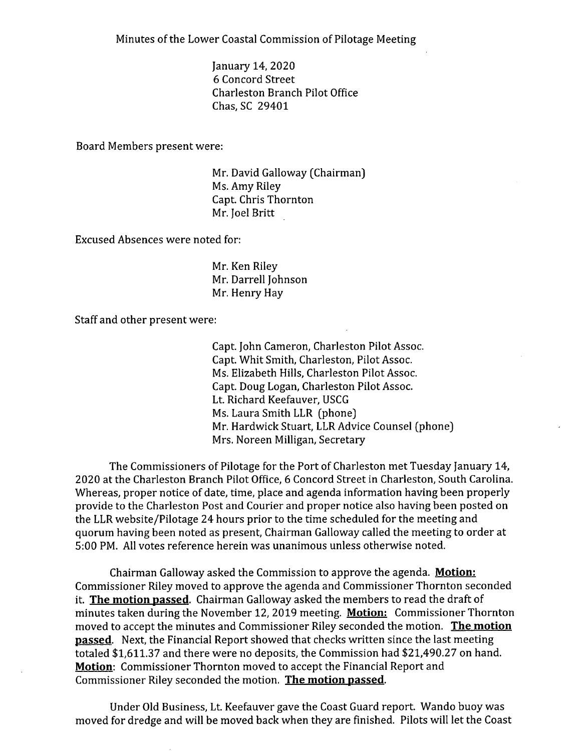Minutes of the Lower Coastal Commission of Pilotage Meeting

January 14, 2020
6 Concord Street
Charleston Branch Pilot Office
Chas, SC 29401

Board Members present were:

Mr. David Galloway (Chairman)
Ms. Amy Riley
Capt. Chris Thornton
Mr. Joel Britt

Excused Absences were noted for:

Mr. Ken Riley
Mr. Darrell Johnson
Mr. Henry Hay

Staff and other present were:

Capt. John Cameron, Charleston Pilot Assoc.
Capt. Whit Smith, Charleston, Pilot Assoc.
Ms. Elizabeth Hills, Charleston Pilot Assoc.
Capt. Doug Logan, Charleston Pilot Assoc.
Lt. Richard Keefauver, USCG
Ms. Laura Smith LLR (phone)
Mr. Hardwick Stuart, LLR Advice Counsel (phone)
Mrs. Noreen Milligan, Secretary

The Commissioners of Pilotage for the Port of Charleston met Tuesday January 14, 2020 at the Charleston Branch Pilot Office, 6 Concord Street in Charleston, South Carolina. Whereas, proper notice of date, time, place and agenda information having been properly provide to the Charleston Post and Courier and proper notice also having been posted on the LLR website/Pilotage 24 hours prior to the time scheduled for the meeting and quorum having been noted as present, Chairman Galloway called the meeting to order at 5:00 PM. All votes reference herein was unanimous unless otherwise noted.

Chairman Galloway asked the Commission to approve the agenda. **Motion:** Commissioner Riley moved to approve the agenda and Commissioner Thornton seconded it. **The motion passed**. Chairman Galloway asked the members to read the draft of minutes taken during the November 12, 2019 meeting. **Motion:** Commissioner Thornton moved to accept the minutes and Commissioner Riley seconded the motion. **The motion passed**. Next, the Financial Report showed that checks written since the last meeting totaled $1,611.37 and there were no deposits, the Commission had $21,490.27 on hand. **Motion**: Commissioner Thornton moved to accept the Financial Report and Commissioner Riley seconded the motion. **The motion passed**.

Under Old Business, Lt. Keefauver gave the Coast Guard report. Wando buoy was moved for dredge and will be moved back when they are finished. Pilots will let the Coast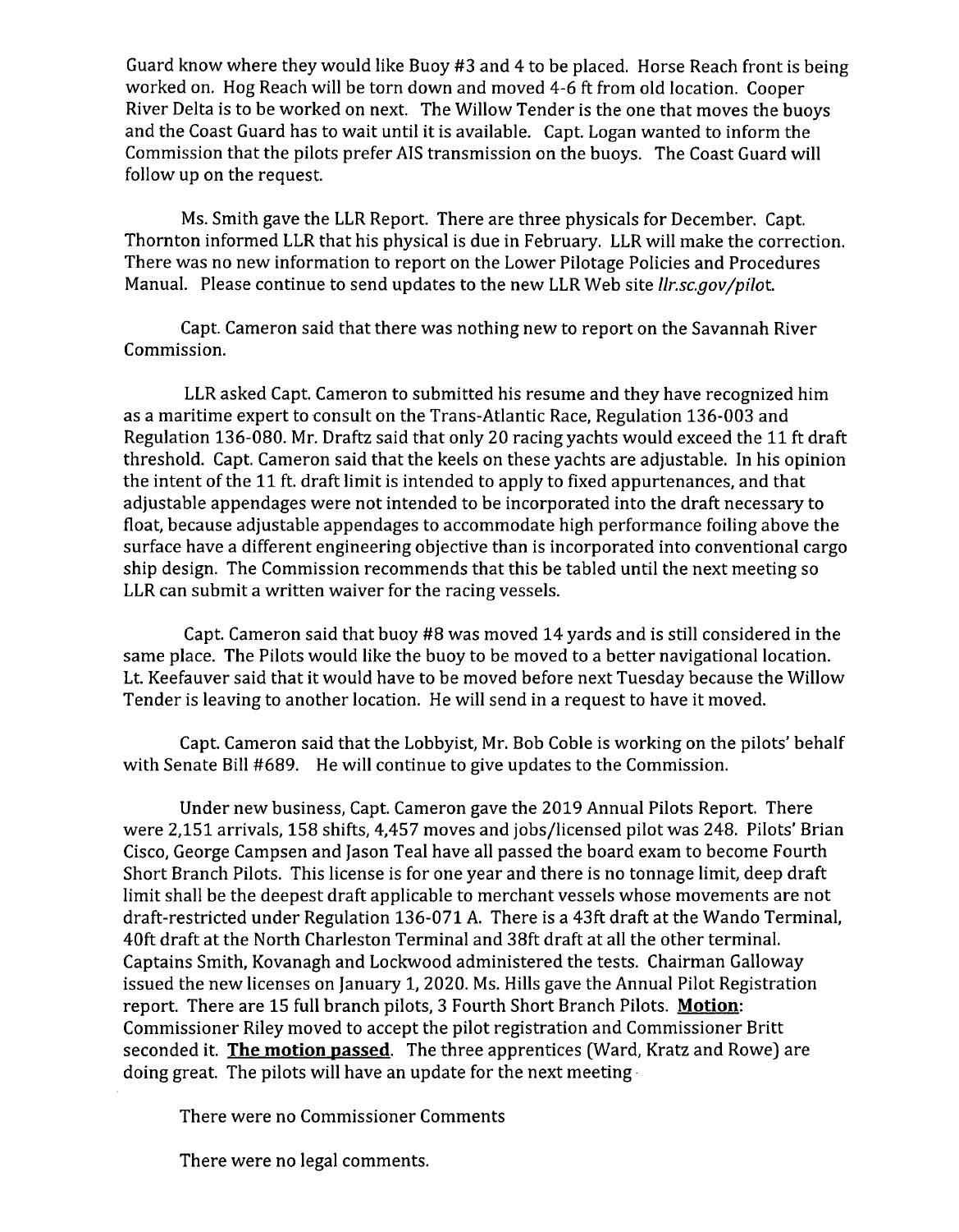Guard know where they would like Buoy #3 and 4 to be placed. Horse Reach front is being worked on. Hog Reach will be torn down and moved 4-6 ft from old location. Cooper River Delta is to be worked on next. The Willow Tender is the one that moves the buoys and the Coast Guard has to wait until it is available. Capt. Logan wanted to inform the Commission that the pilots prefer AIS transmission on the buoys. The Coast Guard will follow up on the request.

Ms. Smith gave the LLR Report. There are three physicals for December. Capt. Thornton informed LLR that his physical is due in February. LLR will make the correction. There was no new information to report on the Lower Pilotage Policies and Procedures Manual. Please continue to send updates to the new LLR Web site *llr.sc.gov/pilot*.

Capt. Cameron said that there was nothing new to report on the Savannah River Commission.

LLR asked Capt. Cameron to submitted his resume and they have recognized him as a maritime expert to consult on the Trans-Atlantic Race, Regulation 136-003 and Regulation 136-080. Mr. Draftz said that only 20 racing yachts would exceed the 11 ft draft threshold. Capt. Cameron said that the keels on these yachts are adjustable. In his opinion the intent of the 11 ft. draft limit is intended to apply to fixed appurtenances, and that adjustable appendages were not intended to be incorporated into the draft necessary to float, because adjustable appendages to accommodate high performance foiling above the surface have a different engineering objective than is incorporated into conventional cargo ship design. The Commission recommends that this be tabled until the next meeting so LLR can submit a written waiver for the racing vessels.

Capt. Cameron said that buoy #8 was moved 14 yards and is still considered in the same place. The Pilots would like the buoy to be moved to a better navigational location. Lt. Keefauver said that it would have to be moved before next Tuesday because the Willow Tender is leaving to another location. He will send in a request to have it moved.

Capt. Cameron said that the Lobbyist, Mr. Bob Coble is working on the pilots' behalf with Senate Bill #689. He will continue to give updates to the Commission.

Under new business, Capt. Cameron gave the 2019 Annual Pilots Report. There were 2,151 arrivals, 158 shifts, 4,457 moves and jobs/licensed pilot was 248. Pilots' Brian Cisco, George Campsen and Jason Teal have all passed the board exam to become Fourth Short Branch Pilots. This license is for one year and there is no tonnage limit, deep draft limit shall be the deepest draft applicable to merchant vessels whose movements are not draft-restricted under Regulation 136-071 A. There is a 43ft draft at the Wando Terminal, 40ft draft at the North Charleston Terminal and 38ft draft at all the other terminal. Captains Smith, Kovanagh and Lockwood administered the tests. Chairman Galloway issued the new licenses on January 1, 2020. Ms. Hills gave the Annual Pilot Registration report. There are 15 full branch pilots, 3 Fourth Short Branch Pilots. **Motion**: Commissioner Riley moved to accept the pilot registration and Commissioner Britt seconded it. **The motion passed**. The three apprentices (Ward, Kratz and Rowe) are doing great. The pilots will have an update for the next meeting

There were no Commissioner Comments

There were no legal comments.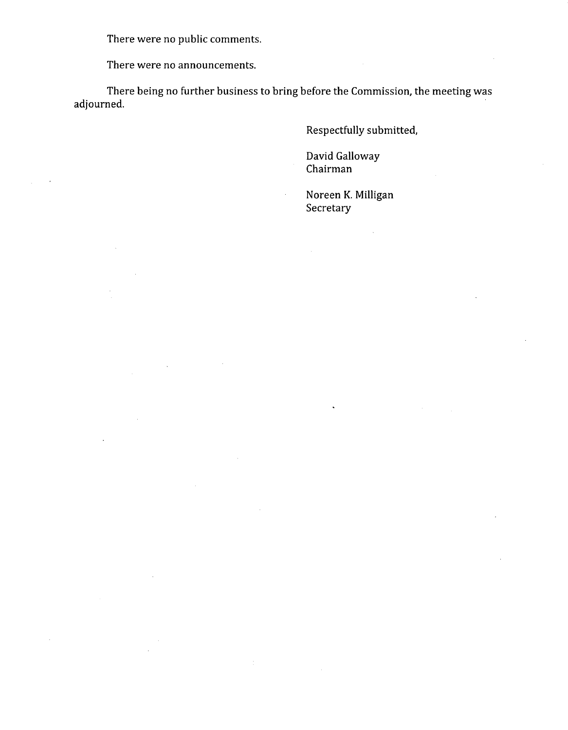There were no public comments.

There were no announcements.

There being no further business to bring before the Commission, the meeting was adjourned.

Respectfully submitted,

David Galloway
Chairman

Noreen K. Milligan
Secretary